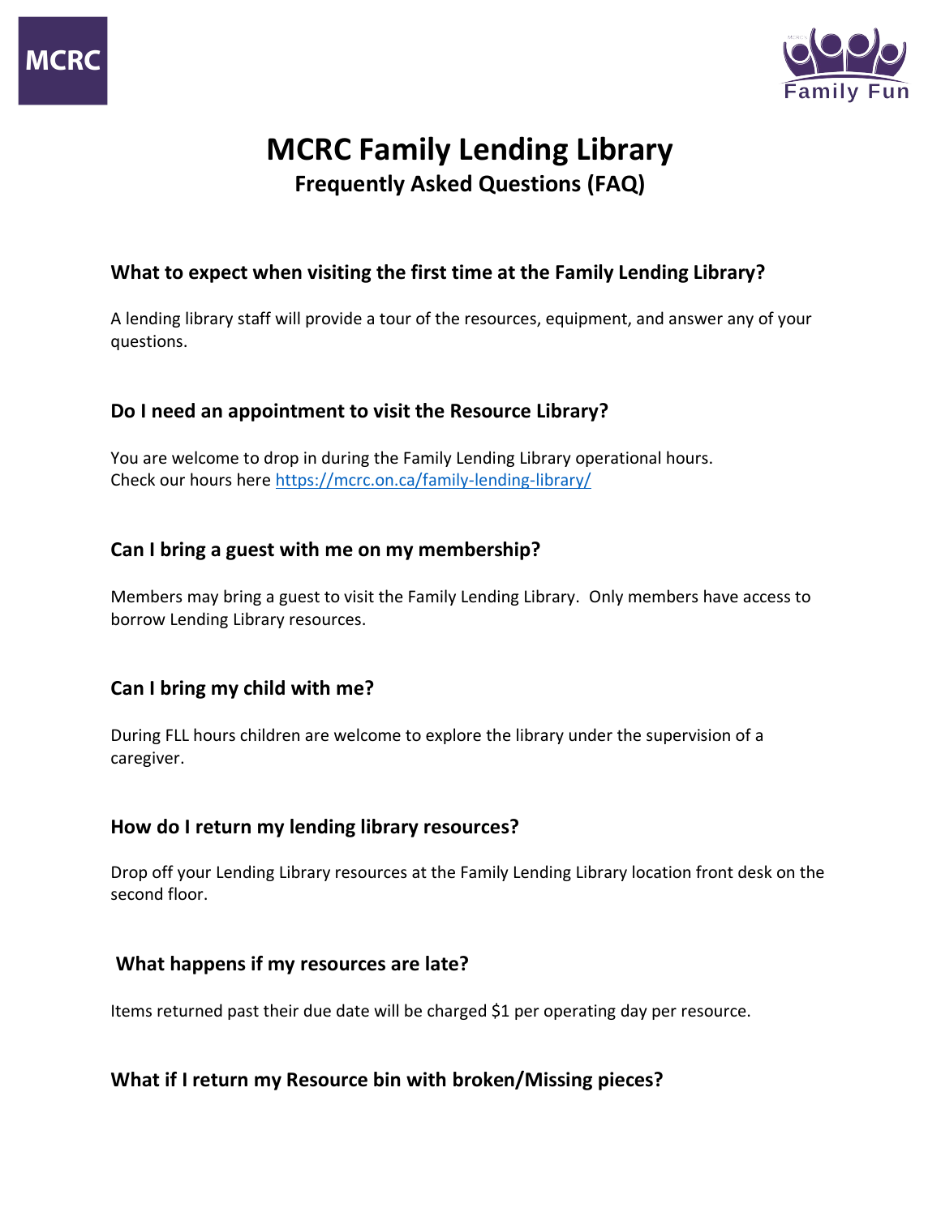# MCRC Family Lending Library

## Frequently Asked Questions (FAQ)

### What to expect when visiting the first time at the Family Lending Library?

A lending library staff will provide a tour of the resources, equipment, and answer any of your questions.

### Do I need an appointment to visit the Resource Library?

You are welcome to drop in during the Family Lending Library operational hours.
Check our hours here https://mcrc.on.ca/family-lending-library/

### Can I bring a guest with me on my membership?

Members may bring a guest to visit the Family Lending Library. Only members have access to borrow Lending Library resources.

### Can I bring my child with me?

During FLL hours children are welcome to explore the library under the supervision of a caregiver.

### How do I return my lending library resources?

Drop off your Lending Library resources at the Family Lending Library location front desk on the second floor.

### What happens if my resources are late?

Items returned past their due date will be charged $1 per operating day per resource.

### What if I return my Resource bin with broken/Missing pieces?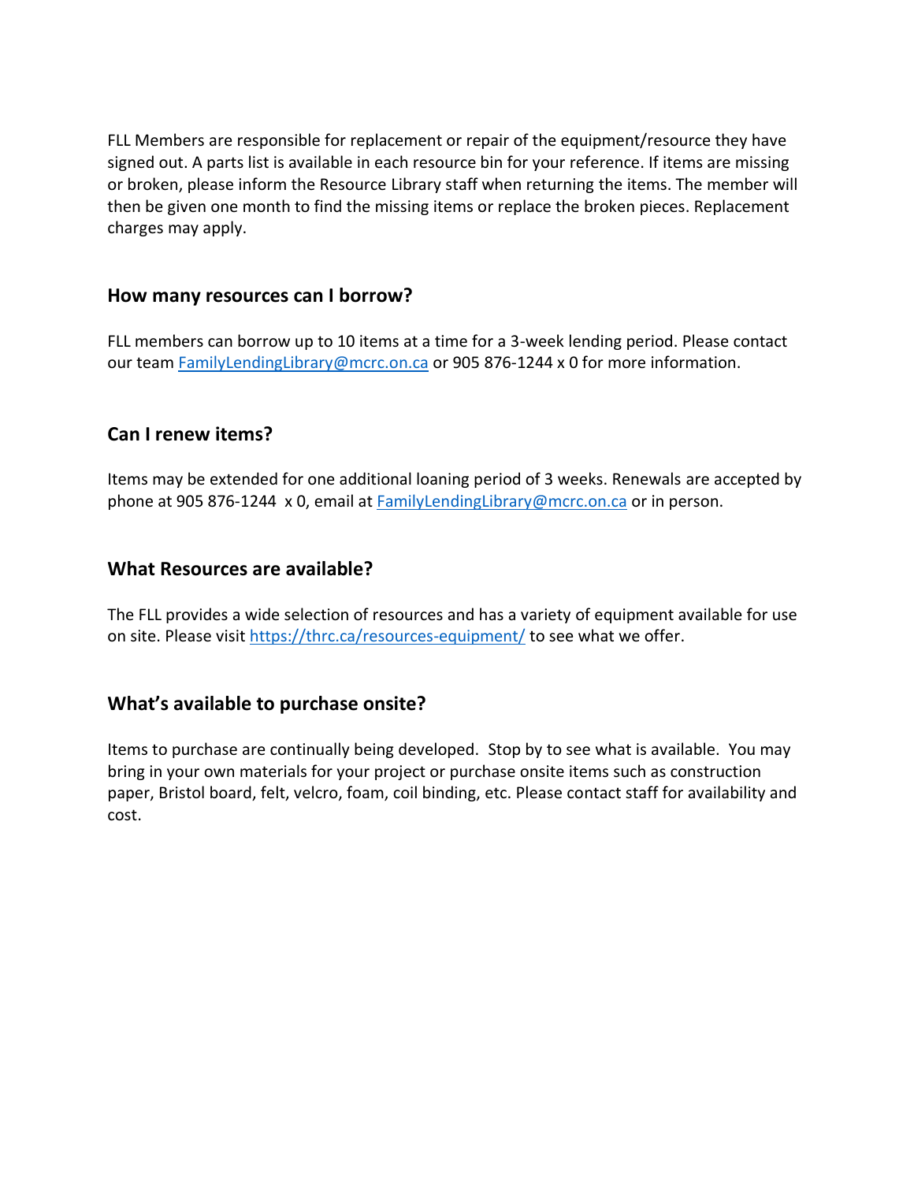FLL Members are responsible for replacement or repair of the equipment/resource they have signed out. A parts list is available in each resource bin for your reference. If items are missing or broken, please inform the Resource Library staff when returning the items. The member will then be given one month to find the missing items or replace the broken pieces. Replacement charges may apply.

### How many resources can I borrow?

FLL members can borrow up to 10 items at a time for a 3-week lending period. Please contact our team [FamilyLendingLibrary@mcrc.on.ca](mailto:FamilyLendingLibrary@mcrc.on.ca) or 905 876-1244 x 0 for more information.

### Can I renew items?

Items may be extended for one additional loaning period of 3 weeks. Renewals are accepted by phone at 905 876-1244 x 0, email at [FamilyLendingLibrary@mcrc.on.ca](mailto:FamilyLendingLibrary@mcrc.on.ca) or in person.

### What Resources are available?

The FLL provides a wide selection of resources and has a variety of equipment available for use on site. Please visit [https://thrc.ca/resources-equipment/](https://thrc.ca/resources-equipment/) to see what we offer.

### What's available to purchase onsite?

Items to purchase are continually being developed. Stop by to see what is available. You may bring in your own materials for your project or purchase onsite items such as construction paper, Bristol board, felt, velcro, foam, coil binding, etc. Please contact staff for availability and cost.